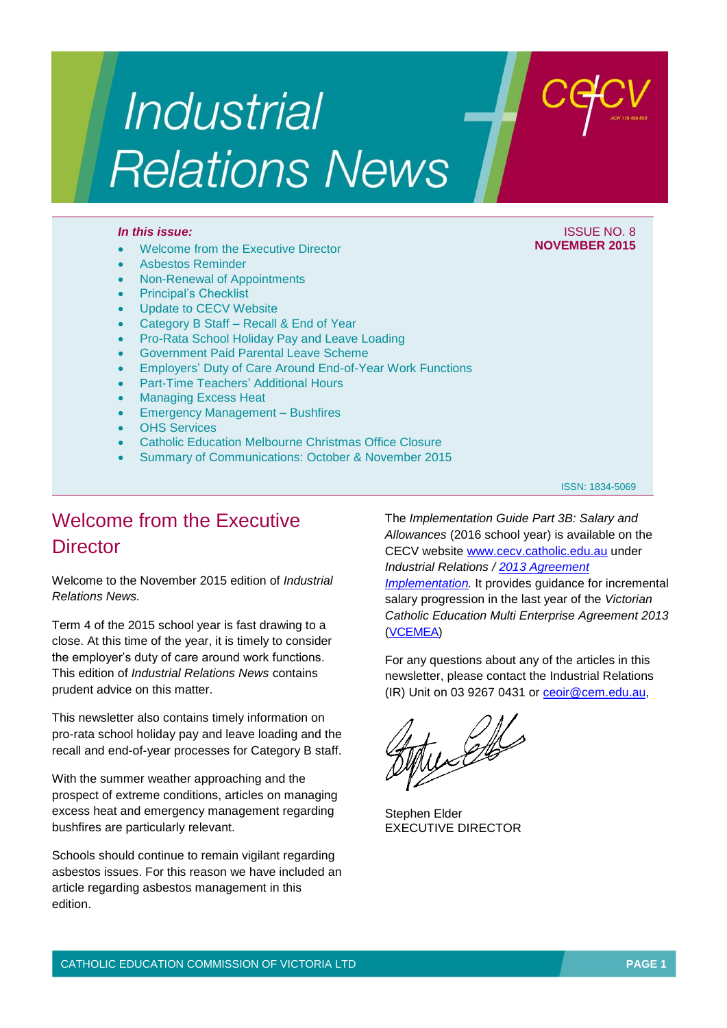# Industrial Relations News

cecv

***In this issue:***

- Welcome from the Executive Director
- Asbestos Reminder
- Non-Renewal of Appointments
- Principal's Checklist
- Update to CECV Website
- Category B Staff – Recall & End of Year
- Pro-Rata School Holiday Pay and Leave Loading
- Government Paid Parental Leave Scheme
- Employers' Duty of Care Around End-of-Year Work Functions
- Part-Time Teachers' Additional Hours
- Managing Excess Heat
- Emergency Management – Bushfires
- OHS Services
- Catholic Education Melbourne Christmas Office Closure
- Summary of Communications: October & November 2015

ISSUE NO. 8
**NOVEMBER 2015**

ISSN: 1834-5069

## Welcome from the Executive Director

Welcome to the November 2015 edition of *Industrial Relations News.*

Term 4 of the 2015 school year is fast drawing to a close. At this time of the year, it is timely to consider the employer's duty of care around work functions. This edition of *Industrial Relations News* contains prudent advice on this matter.

This newsletter also contains timely information on pro-rata school holiday pay and leave loading and the recall and end-of-year processes for Category B staff.

With the summer weather approaching and the prospect of extreme conditions, articles on managing excess heat and emergency management regarding bushfires are particularly relevant.

Schools should continue to remain vigilant regarding asbestos issues. For this reason we have included an article regarding asbestos management in this edition.

The *Implementation Guide Part 3B: Salary and Allowances* (2016 school year) is available on the CECV website www.cecv.catholic.edu.au under *Industrial Relations / 2013 Agreement Implementation.* It provides guidance for incremental salary progression in the last year of the *Victorian Catholic Education Multi Enterprise Agreement 2013* (VCEMEA)

For any questions about any of the articles in this newsletter, please contact the Industrial Relations (IR) Unit on 03 9267 0431 or ceoir@cem.edu.au,

Stephen Elder
EXECUTIVE DIRECTOR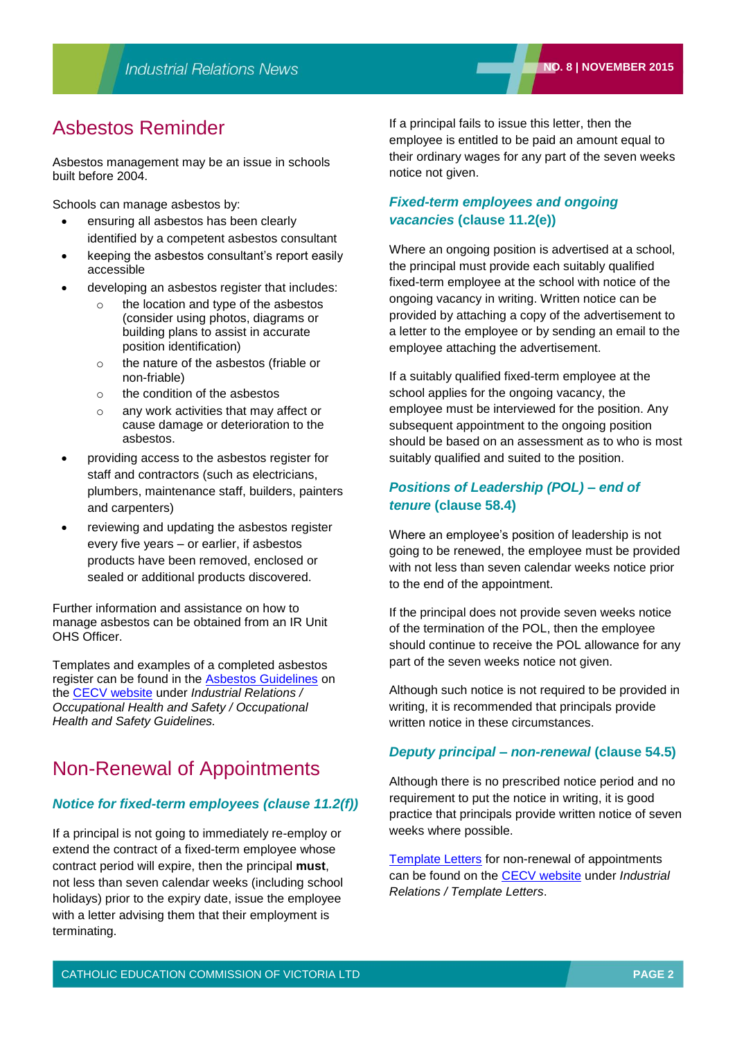## Asbestos Reminder

Asbestos management may be an issue in schools built before 2004.

Schools can manage asbestos by:

- ensuring all asbestos has been clearly identified by a competent asbestos consultant
- keeping the asbestos consultant's report easily accessible
- developing an asbestos register that includes:
  - the location and type of the asbestos (consider using photos, diagrams or building plans to assist in accurate position identification)
  - the nature of the asbestos (friable or non-friable)
  - the condition of the asbestos
  - any work activities that may affect or cause damage or deterioration to the asbestos.
- providing access to the asbestos register for staff and contractors (such as electricians, plumbers, maintenance staff, builders, painters and carpenters)
- reviewing and updating the asbestos register every five years – or earlier, if asbestos products have been removed, enclosed or sealed or additional products discovered.

Further information and assistance on how to manage asbestos can be obtained from an IR Unit OHS Officer.

Templates and examples of a completed asbestos register can be found in the Asbestos Guidelines on the CECV website under *Industrial Relations / Occupational Health and Safety / Occupational Health and Safety Guidelines.*

## Non-Renewal of Appointments

### *Notice for fixed-term employees (clause 11.2(f))*

If a principal is not going to immediately re-employ or extend the contract of a fixed-term employee whose contract period will expire, then the principal **must**, not less than seven calendar weeks (including school holidays) prior to the expiry date, issue the employee with a letter advising them that their employment is terminating.

If a principal fails to issue this letter, then the employee is entitled to be paid an amount equal to their ordinary wages for any part of the seven weeks notice not given.

### *Fixed-term employees and ongoing vacancies* (clause 11.2(e))

Where an ongoing position is advertised at a school, the principal must provide each suitably qualified fixed-term employee at the school with notice of the ongoing vacancy in writing. Written notice can be provided by attaching a copy of the advertisement to a letter to the employee or by sending an email to the employee attaching the advertisement.

If a suitably qualified fixed-term employee at the school applies for the ongoing vacancy, the employee must be interviewed for the position. Any subsequent appointment to the ongoing position should be based on an assessment as to who is most suitably qualified and suited to the position.

### *Positions of Leadership (POL) – end of tenure* (clause 58.4)

Where an employee's position of leadership is not going to be renewed, the employee must be provided with not less than seven calendar weeks notice prior to the end of the appointment.

If the principal does not provide seven weeks notice of the termination of the POL, then the employee should continue to receive the POL allowance for any part of the seven weeks notice not given.

Although such notice is not required to be provided in writing, it is recommended that principals provide written notice in these circumstances.

### *Deputy principal – non-renewal* (clause 54.5)

Although there is no prescribed notice period and no requirement to put the notice in writing, it is good practice that principals provide written notice of seven weeks where possible.

Template Letters for non-renewal of appointments can be found on the CECV website under *Industrial Relations / Template Letters*.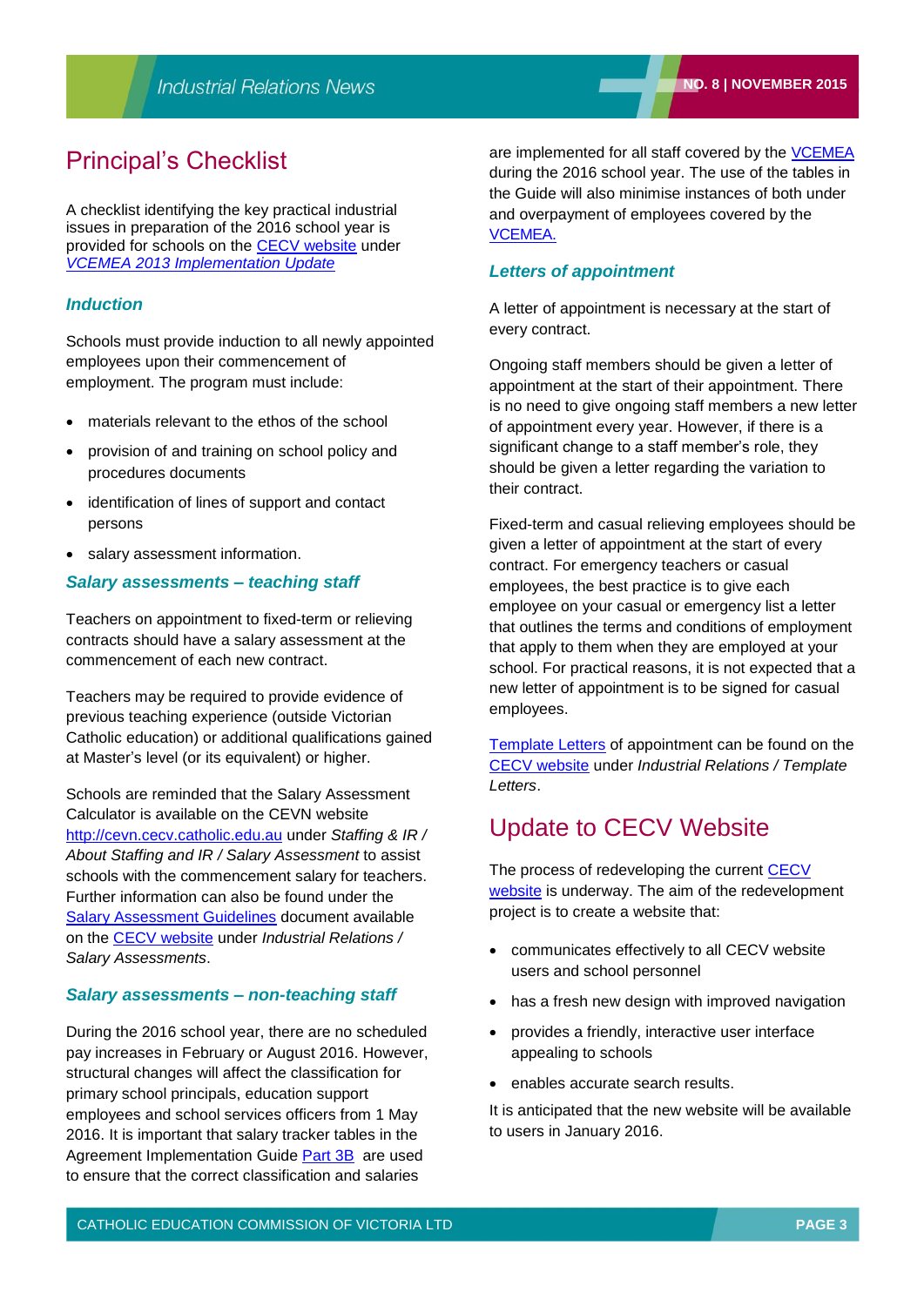# Principal's Checklist

A checklist identifying the key practical industrial issues in preparation of the 2016 school year is provided for schools on the CECV website under *VCEMEA 2013 Implementation Update*

### *Induction*

Schools must provide induction to all newly appointed employees upon their commencement of employment. The program must include:

- materials relevant to the ethos of the school
- provision of and training on school policy and procedures documents
- identification of lines of support and contact persons
- salary assessment information.

### *Salary assessments – teaching staff*

Teachers on appointment to fixed-term or relieving contracts should have a salary assessment at the commencement of each new contract.

Teachers may be required to provide evidence of previous teaching experience (outside Victorian Catholic education) or additional qualifications gained at Master's level (or its equivalent) or higher.

Schools are reminded that the Salary Assessment Calculator is available on the CEVN website http://cevn.cecv.catholic.edu.au under *Staffing & IR / About Staffing and IR / Salary Assessment* to assist schools with the commencement salary for teachers. Further information can also be found under the Salary Assessment Guidelines document available on the CECV website under *Industrial Relations / Salary Assessments*.

### *Salary assessments – non-teaching staff*

During the 2016 school year, there are no scheduled pay increases in February or August 2016. However, structural changes will affect the classification for primary school principals, education support employees and school services officers from 1 May 2016. It is important that salary tracker tables in the Agreement Implementation Guide Part 3B are used to ensure that the correct classification and salaries are implemented for all staff covered by the VCEMEA during the 2016 school year. The use of the tables in the Guide will also minimise instances of both under and overpayment of employees covered by the VCEMEA.

### *Letters of appointment*

A letter of appointment is necessary at the start of every contract.

Ongoing staff members should be given a letter of appointment at the start of their appointment. There is no need to give ongoing staff members a new letter of appointment every year. However, if there is a significant change to a staff member's role, they should be given a letter regarding the variation to their contract.

Fixed-term and casual relieving employees should be given a letter of appointment at the start of every contract. For emergency teachers or casual employees, the best practice is to give each employee on your casual or emergency list a letter that outlines the terms and conditions of employment that apply to them when they are employed at your school. For practical reasons, it is not expected that a new letter of appointment is to be signed for casual employees.

Template Letters of appointment can be found on the CECV website under *Industrial Relations / Template Letters*.

# Update to CECV Website

The process of redeveloping the current CECV website is underway. The aim of the redevelopment project is to create a website that:

- communicates effectively to all CECV website users and school personnel
- has a fresh new design with improved navigation
- provides a friendly, interactive user interface appealing to schools
- enables accurate search results.

It is anticipated that the new website will be available to users in January 2016.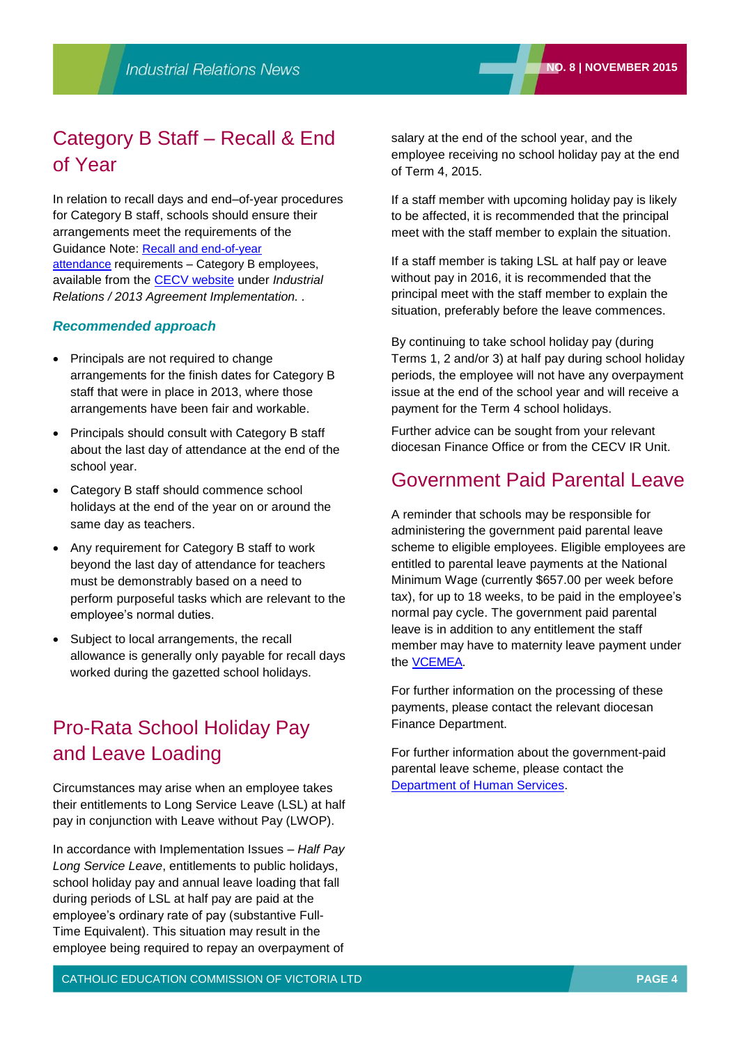## Category B Staff – Recall & End of Year

In relation to recall days and end–of-year procedures for Category B staff, schools should ensure their arrangements meet the requirements of the Guidance Note: [Recall and end-of-year attendance]() requirements – Category B employees, available from the [CECV website]() under *Industrial Relations / 2013 Agreement Implementation.* .

### *Recommended approach*

- Principals are not required to change arrangements for the finish dates for Category B staff that were in place in 2013, where those arrangements have been fair and workable.
- Principals should consult with Category B staff about the last day of attendance at the end of the school year.
- Category B staff should commence school holidays at the end of the year on or around the same day as teachers.
- Any requirement for Category B staff to work beyond the last day of attendance for teachers must be demonstrably based on a need to perform purposeful tasks which are relevant to the employee's normal duties.
- Subject to local arrangements, the recall allowance is generally only payable for recall days worked during the gazetted school holidays.

## Pro-Rata School Holiday Pay and Leave Loading

Circumstances may arise when an employee takes their entitlements to Long Service Leave (LSL) at half pay in conjunction with Leave without Pay (LWOP).

In accordance with Implementation Issues – *Half Pay Long Service Leave*, entitlements to public holidays, school holiday pay and annual leave loading that fall during periods of LSL at half pay are paid at the employee's ordinary rate of pay (substantive Full-Time Equivalent). This situation may result in the employee being required to repay an overpayment of salary at the end of the school year, and the employee receiving no school holiday pay at the end of Term 4, 2015.

If a staff member with upcoming holiday pay is likely to be affected, it is recommended that the principal meet with the staff member to explain the situation.

If a staff member is taking LSL at half pay or leave without pay in 2016, it is recommended that the principal meet with the staff member to explain the situation, preferably before the leave commences.

By continuing to take school holiday pay (during Terms 1, 2 and/or 3) at half pay during school holiday periods, the employee will not have any overpayment issue at the end of the school year and will receive a payment for the Term 4 school holidays.

Further advice can be sought from your relevant diocesan Finance Office or from the CECV IR Unit.

## Government Paid Parental Leave

A reminder that schools may be responsible for administering the government paid parental leave scheme to eligible employees. Eligible employees are entitled to parental leave payments at the National Minimum Wage (currently $657.00 per week before tax), for up to 18 weeks, to be paid in the employee's normal pay cycle. The government paid parental leave is in addition to any entitlement the staff member may have to maternity leave payment under the [VCEMEA]().

For further information on the processing of these payments, please contact the relevant diocesan Finance Department.

For further information about the government-paid parental leave scheme, please contact the [Department of Human Services]().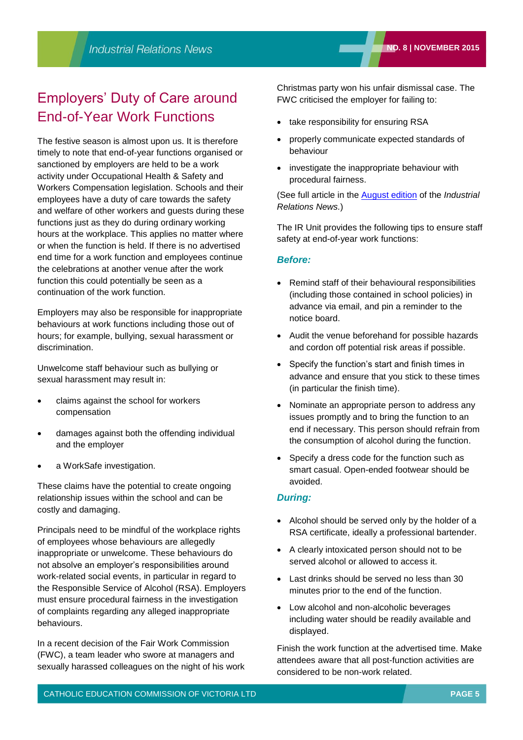# Employers' Duty of Care around End-of-Year Work Functions

The festive season is almost upon us. It is therefore timely to note that end-of-year functions organised or sanctioned by employers are held to be a work activity under Occupational Health & Safety and Workers Compensation legislation. Schools and their employees have a duty of care towards the safety and welfare of other workers and guests during these functions just as they do during ordinary working hours at the workplace. This applies no matter where or when the function is held. If there is no advertised end time for a work function and employees continue the celebrations at another venue after the work function this could potentially be seen as a continuation of the work function.

Employers may also be responsible for inappropriate behaviours at work functions including those out of hours; for example, bullying, sexual harassment or discrimination.

Unwelcome staff behaviour such as bullying or sexual harassment may result in:

- claims against the school for workers compensation
- damages against both the offending individual and the employer
- a WorkSafe investigation.

These claims have the potential to create ongoing relationship issues within the school and can be costly and damaging.

Principals need to be mindful of the workplace rights of employees whose behaviours are allegedly inappropriate or unwelcome. These behaviours do not absolve an employer's responsibilities around work-related social events, in particular in regard to the Responsible Service of Alcohol (RSA). Employers must ensure procedural fairness in the investigation of complaints regarding any alleged inappropriate behaviours.

In a recent decision of the Fair Work Commission (FWC), a team leader who swore at managers and sexually harassed colleagues on the night of his work Christmas party won his unfair dismissal case. The FWC criticised the employer for failing to:

- take responsibility for ensuring RSA
- properly communicate expected standards of behaviour
- investigate the inappropriate behaviour with procedural fairness.

(See full article in the August edition of the *Industrial Relations News*.)

The IR Unit provides the following tips to ensure staff safety at end-of-year work functions:

### *Before:*

- Remind staff of their behavioural responsibilities (including those contained in school policies) in advance via email, and pin a reminder to the notice board.
- Audit the venue beforehand for possible hazards and cordon off potential risk areas if possible.
- Specify the function's start and finish times in advance and ensure that you stick to these times (in particular the finish time).
- Nominate an appropriate person to address any issues promptly and to bring the function to an end if necessary. This person should refrain from the consumption of alcohol during the function.
- Specify a dress code for the function such as smart casual. Open-ended footwear should be avoided.

### *During:*

- Alcohol should be served only by the holder of a RSA certificate, ideally a professional bartender.
- A clearly intoxicated person should not to be served alcohol or allowed to access it.
- Last drinks should be served no less than 30 minutes prior to the end of the function.
- Low alcohol and non-alcoholic beverages including water should be readily available and displayed.

Finish the work function at the advertised time. Make attendees aware that all post-function activities are considered to be non-work related.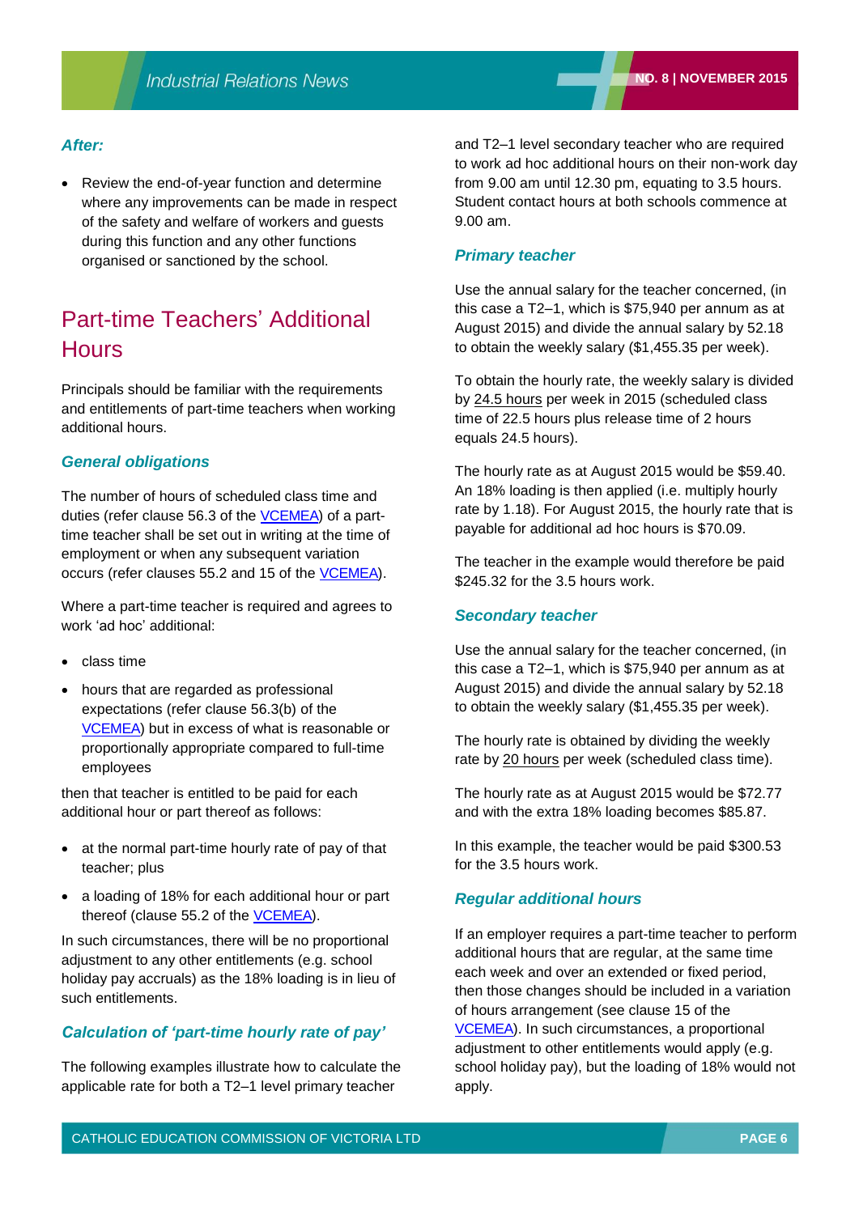### *After:*

- Review the end-of-year function and determine where any improvements can be made in respect of the safety and welfare of workers and guests during this function and any other functions organised or sanctioned by the school.

# Part-time Teachers' Additional Hours

Principals should be familiar with the requirements and entitlements of part-time teachers when working additional hours.

### *General obligations*

The number of hours of scheduled class time and duties (refer clause 56.3 of the VCEMEA) of a part-time teacher shall be set out in writing at the time of employment or when any subsequent variation occurs (refer clauses 55.2 and 15 of the VCEMEA).

Where a part-time teacher is required and agrees to work 'ad hoc' additional:

- class time
- hours that are regarded as professional expectations (refer clause 56.3(b) of the VCEMEA) but in excess of what is reasonable or proportionally appropriate compared to full-time employees

then that teacher is entitled to be paid for each additional hour or part thereof as follows:

- at the normal part-time hourly rate of pay of that teacher; plus
- a loading of 18% for each additional hour or part thereof (clause 55.2 of the VCEMEA).

In such circumstances, there will be no proportional adjustment to any other entitlements (e.g. school holiday pay accruals) as the 18% loading is in lieu of such entitlements.

### *Calculation of 'part-time hourly rate of pay'*

The following examples illustrate how to calculate the applicable rate for both a T2–1 level primary teacher and T2–1 level secondary teacher who are required to work ad hoc additional hours on their non-work day from 9.00 am until 12.30 pm, equating to 3.5 hours. Student contact hours at both schools commence at 9.00 am.

### *Primary teacher*

Use the annual salary for the teacher concerned, (in this case a T2–1, which is $75,940 per annum as at August 2015) and divide the annual salary by 52.18 to obtain the weekly salary ($1,455.35 per week).

To obtain the hourly rate, the weekly salary is divided by 24.5 hours per week in 2015 (scheduled class time of 22.5 hours plus release time of 2 hours equals 24.5 hours).

The hourly rate as at August 2015 would be $59.40. An 18% loading is then applied (i.e. multiply hourly rate by 1.18). For August 2015, the hourly rate that is payable for additional ad hoc hours is $70.09.

The teacher in the example would therefore be paid $245.32 for the 3.5 hours work.

### *Secondary teacher*

Use the annual salary for the teacher concerned, (in this case a T2–1, which is $75,940 per annum as at August 2015) and divide the annual salary by 52.18 to obtain the weekly salary ($1,455.35 per week).

The hourly rate is obtained by dividing the weekly rate by 20 hours per week (scheduled class time).

The hourly rate as at August 2015 would be $72.77 and with the extra 18% loading becomes $85.87.

In this example, the teacher would be paid $300.53 for the 3.5 hours work.

### *Regular additional hours*

If an employer requires a part-time teacher to perform additional hours that are regular, at the same time each week and over an extended or fixed period, then those changes should be included in a variation of hours arrangement (see clause 15 of the VCEMEA). In such circumstances, a proportional adjustment to other entitlements would apply (e.g. school holiday pay), but the loading of 18% would not apply.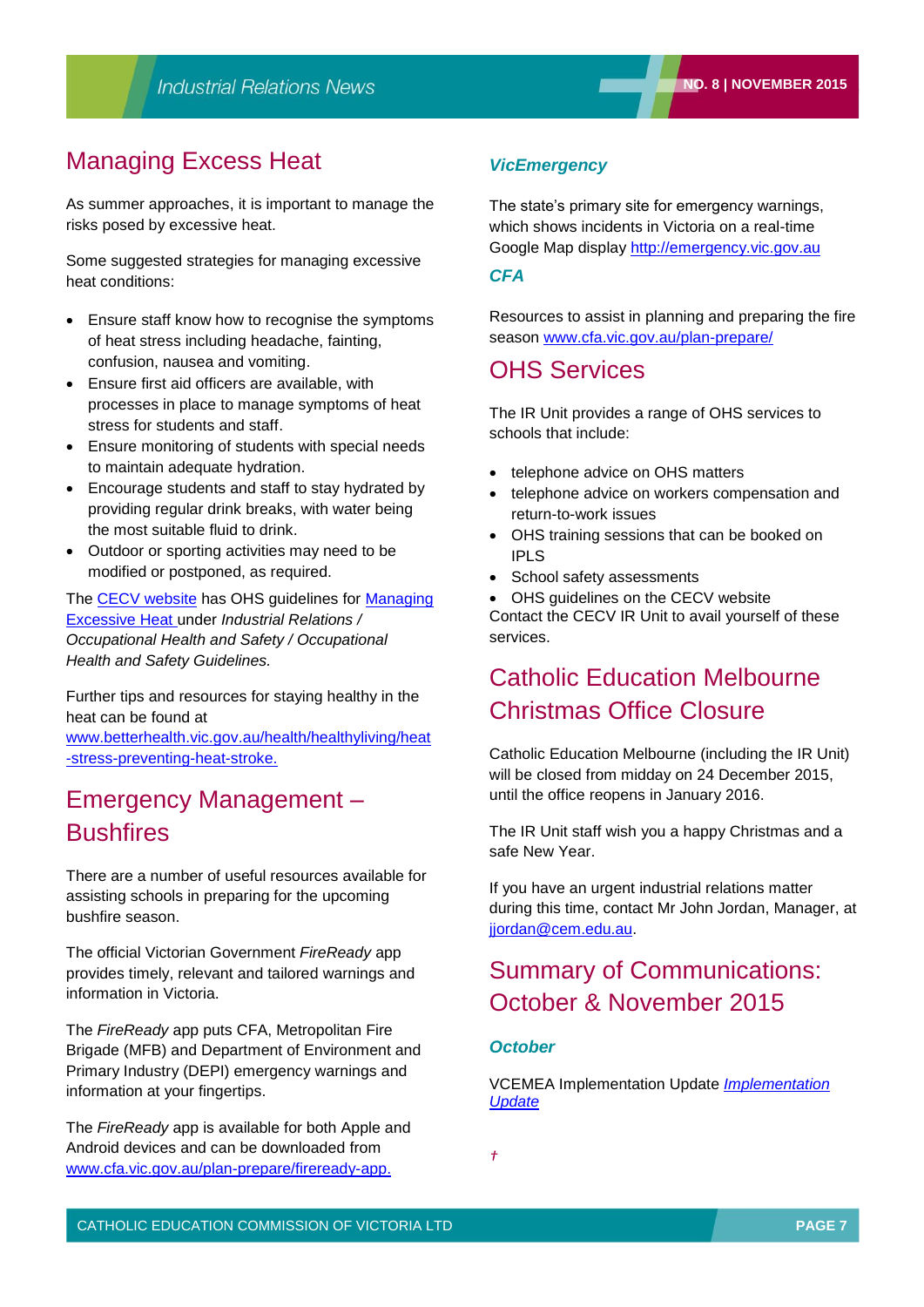## Managing Excess Heat

As summer approaches, it is important to manage the risks posed by excessive heat.

Some suggested strategies for managing excessive heat conditions:

- Ensure staff know how to recognise the symptoms of heat stress including headache, fainting, confusion, nausea and vomiting.
- Ensure first aid officers are available, with processes in place to manage symptoms of heat stress for students and staff.
- Ensure monitoring of students with special needs to maintain adequate hydration.
- Encourage students and staff to stay hydrated by providing regular drink breaks, with water being the most suitable fluid to drink.
- Outdoor or sporting activities may need to be modified or postponed, as required.

The CECV website has OHS guidelines for Managing Excessive Heat under *Industrial Relations / Occupational Health and Safety / Occupational Health and Safety Guidelines.*

Further tips and resources for staying healthy in the heat can be found at www.betterhealth.vic.gov.au/health/healthyliving/heat-stress-preventing-heat-stroke.

## Emergency Management – Bushfires

There are a number of useful resources available for assisting schools in preparing for the upcoming bushfire season.

The official Victorian Government *FireReady* app provides timely, relevant and tailored warnings and information in Victoria.

The *FireReady* app puts CFA, Metropolitan Fire Brigade (MFB) and Department of Environment and Primary Industry (DEPI) emergency warnings and information at your fingertips.

The *FireReady* app is available for both Apple and Android devices and can be downloaded from www.cfa.vic.gov.au/plan-prepare/fireready-app.

### *VicEmergency*

The state's primary site for emergency warnings, which shows incidents in Victoria on a real-time Google Map display http://emergency.vic.gov.au

### *CFA*

Resources to assist in planning and preparing the fire season www.cfa.vic.gov.au/plan-prepare/

## OHS Services

The IR Unit provides a range of OHS services to schools that include:

- telephone advice on OHS matters
- telephone advice on workers compensation and return-to-work issues
- OHS training sessions that can be booked on IPLS
- School safety assessments
- OHS guidelines on the CECV website

Contact the CECV IR Unit to avail yourself of these services.

## Catholic Education Melbourne Christmas Office Closure

Catholic Education Melbourne (including the IR Unit) will be closed from midday on 24 December 2015, until the office reopens in January 2016.

The IR Unit staff wish you a happy Christmas and a safe New Year.

If you have an urgent industrial relations matter during this time, contact Mr John Jordan, Manager, at jjordan@cem.edu.au.

## Summary of Communications: October & November 2015

### *October*

VCEMEA Implementation Update *Implementation Update*

†